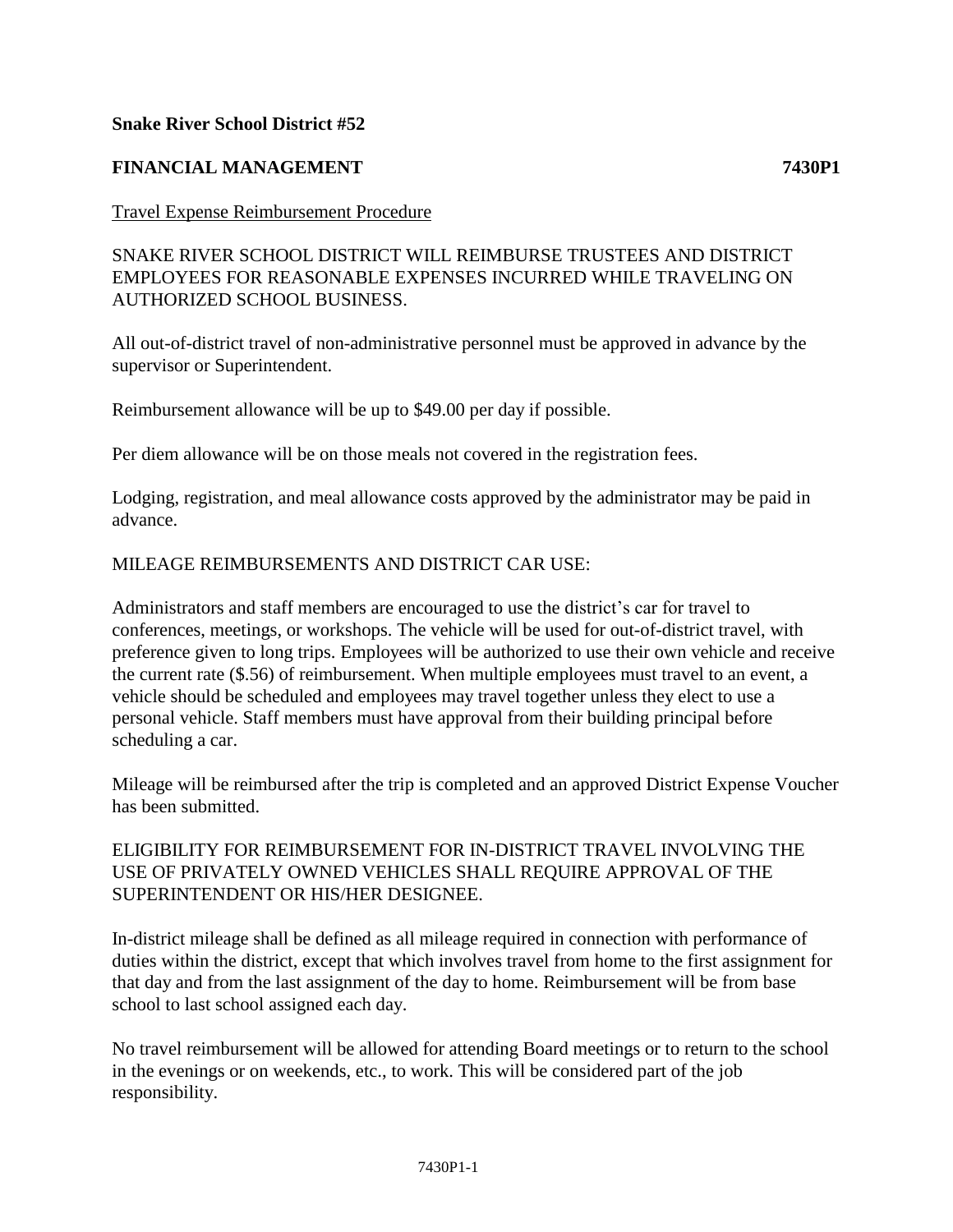**Snake River School District #52**

**FINANCIAL MANAGEMENT** **7430P1**

Travel Expense Reimbursement Procedure

SNAKE RIVER SCHOOL DISTRICT WILL REIMBURSE TRUSTEES AND DISTRICT EMPLOYEES FOR REASONABLE EXPENSES INCURRED WHILE TRAVELING ON AUTHORIZED SCHOOL BUSINESS.

All out-of-district travel of non-administrative personnel must be approved in advance by the supervisor or Superintendent.

Reimbursement allowance will be up to $49.00 per day if possible.

Per diem allowance will be on those meals not covered in the registration fees.

Lodging, registration, and meal allowance costs approved by the administrator may be paid in advance.

MILEAGE REIMBURSEMENTS AND DISTRICT CAR USE:

Administrators and staff members are encouraged to use the district's car for travel to conferences, meetings, or workshops. The vehicle will be used for out-of-district travel, with preference given to long trips. Employees will be authorized to use their own vehicle and receive the current rate ($.56) of reimbursement. When multiple employees must travel to an event, a vehicle should be scheduled and employees may travel together unless they elect to use a personal vehicle. Staff members must have approval from their building principal before scheduling a car.

Mileage will be reimbursed after the trip is completed and an approved District Expense Voucher has been submitted.

ELIGIBILITY FOR REIMBURSEMENT FOR IN-DISTRICT TRAVEL INVOLVING THE USE OF PRIVATELY OWNED VEHICLES SHALL REQUIRE APPROVAL OF THE SUPERINTENDENT OR HIS/HER DESIGNEE.

In-district mileage shall be defined as all mileage required in connection with performance of duties within the district, except that which involves travel from home to the first assignment for that day and from the last assignment of the day to home. Reimbursement will be from base school to last school assigned each day.

No travel reimbursement will be allowed for attending Board meetings or to return to the school in the evenings or on weekends, etc., to work. This will be considered part of the job responsibility.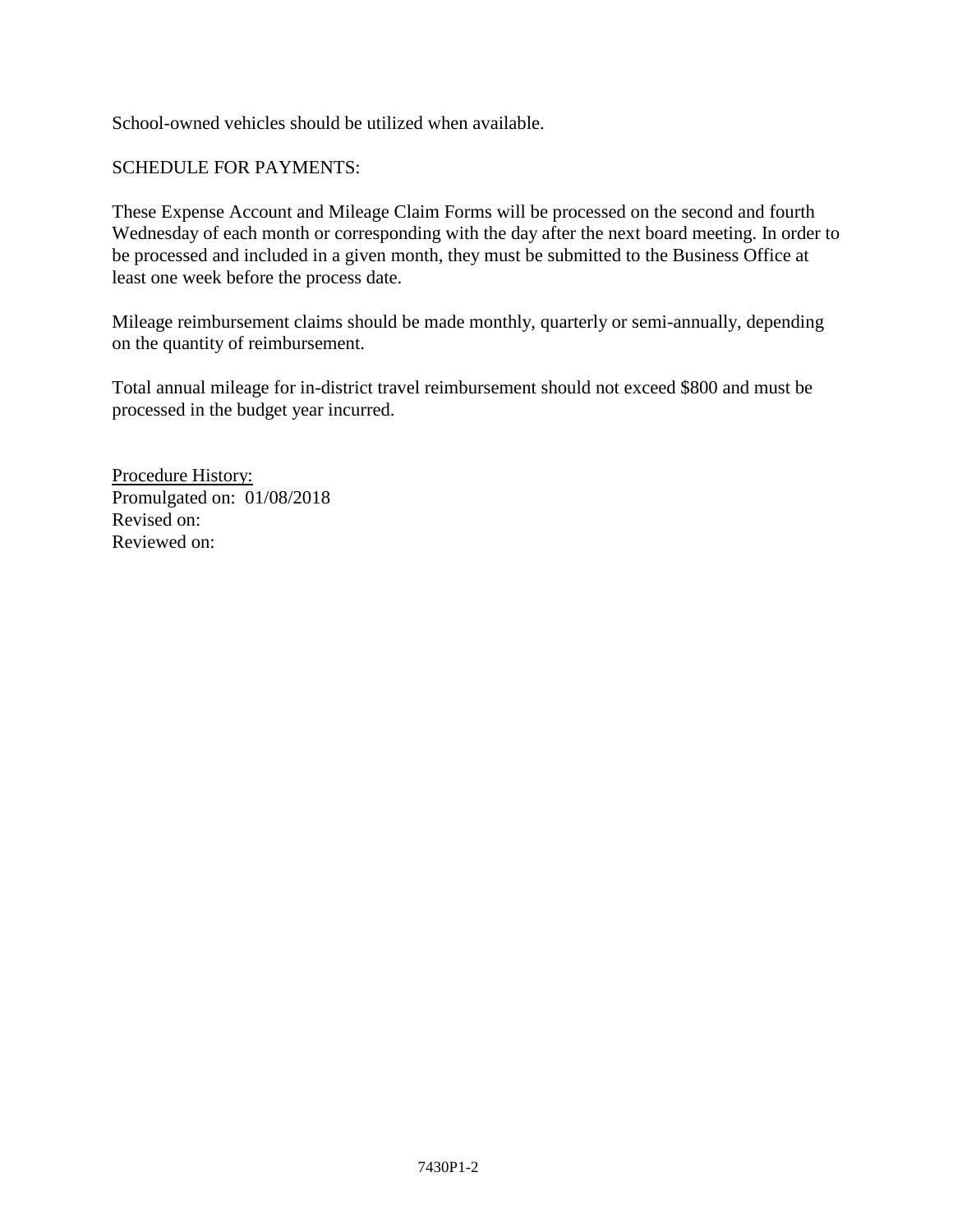School-owned vehicles should be utilized when available.

SCHEDULE FOR PAYMENTS:

These Expense Account and Mileage Claim Forms will be processed on the second and fourth Wednesday of each month or corresponding with the day after the next board meeting. In order to be processed and included in a given month, they must be submitted to the Business Office at least one week before the process date.

Mileage reimbursement claims should be made monthly, quarterly or semi-annually, depending on the quantity of reimbursement.

Total annual mileage for in-district travel reimbursement should not exceed $800 and must be processed in the budget year incurred.

<u>Procedure History:</u>  
Promulgated on: 01/08/2018  
Revised on:  
Reviewed on: